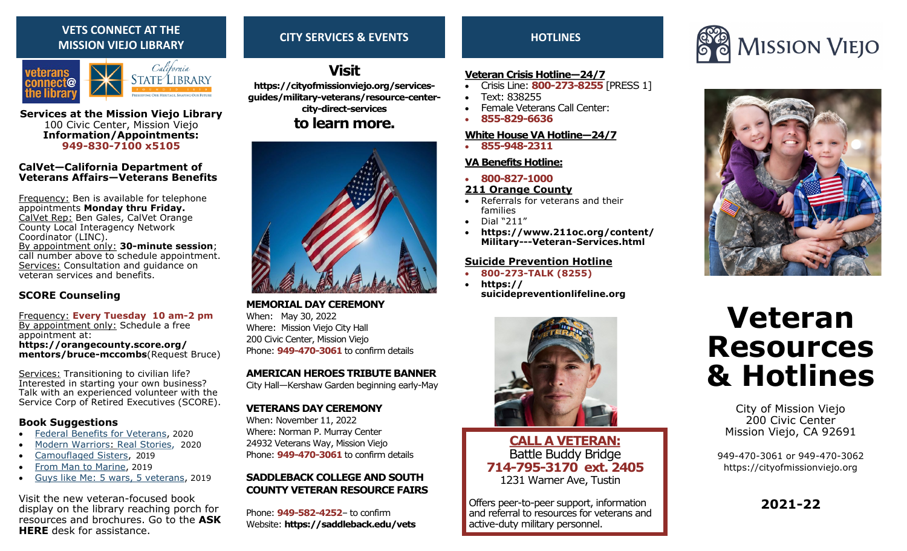## VETS CONNECT AT THE MISSION VIEJO LIBRARY

**Services at the Mission Viejo Library**
100 Civic Center, Mission Viejo
**Information/Appointments:**
**949-830-7100 x5105**

### CalVet—California Department of Veterans Affairs—Veterans Benefits

Frequency: Ben is available for telephone appointments **Monday thru Friday.**
CalVet Rep: Ben Gales, CalVet Orange County Local Interagency Network Coordinator (LINC).
By appointment only: **30-minute session**; call number above to schedule appointment.
Services: Consultation and guidance on veteran services and benefits.

### SCORE Counseling

Frequency: **Every Tuesday 10 am-2 pm**
By appointment only: Schedule a free appointment at:
**https://orangecounty.score.org/mentors/bruce-mccombs**(Request Bruce)

Services: Transitioning to civilian life? Interested in starting your own business? Talk with an experienced volunteer with the Service Corp of Retired Executives (SCORE).

### Book Suggestions

- Federal Benefits for Veterans, 2020
- Modern Warriors: Real Stories, 2020
- Camouflaged Sisters, 2019
- From Man to Marine, 2019
- Guys like Me: 5 wars, 5 veterans, 2019

Visit the new veteran-focused book display on the library reaching porch for resources and brochures. Go to the **ASK HERE** desk for assistance.

## CITY SERVICES & EVENTS

**Visit**
**https://cityofmissionviejo.org/services-guides/military-veterans/resource-center-city-direct-services**
**to learn more.**

**MEMORIAL DAY CEREMONY**
When: May 30, 2022
Where: Mission Viejo City Hall
200 Civic Center, Mission Viejo
Phone: **949-470-3061** to confirm details

**AMERICAN HEROES TRIBUTE BANNER**
City Hall—Kershaw Garden beginning early-May

**VETERANS DAY CEREMONY**
When: November 11, 2022
Where: Norman P. Murray Center
24932 Veterans Way, Mission Viejo
Phone: **949-470-3061** to confirm details

**SADDLEBACK COLLEGE AND SOUTH COUNTY VETERAN RESOURCE FAIRS**

Phone: **949-582-4252**– to confirm
Website: **https://saddleback.edu/vets**

## HOTLINES

**Veteran Crisis Hotline—24/7**
- Crisis Line: **800-273-8255** [PRESS 1]
- Text: 838255
- Female Veterans Call Center:
- **855-829-6636**

**White House VA Hotline—24/7**
- **855-948-2311**

**VA Benefits Hotline:**
- **800-827-1000**

**211 Orange County**
- Referrals for veterans and their families
- Dial "211"
- **https://www.211oc.org/content/Military---Veteran-Services.html**

**Suicide Prevention Hotline**
- **800-273-TALK (8255)**
- **https://suicidepreventionlifeline.org**

**CALL A VETERAN:**
Battle Buddy Bridge
**714-795-3170 ext. 2405**
1231 Warner Ave, Tustin

Offers peer-to-peer support, information and referral to resources for veterans and active-duty military personnel.

MISSION VIEJO

# Veteran Resources & Hotlines

City of Mission Viejo
200 Civic Center
Mission Viejo, CA 92691

949-470-3061 or 949-470-3062
https://cityofmissionviejo.org

**2021-22**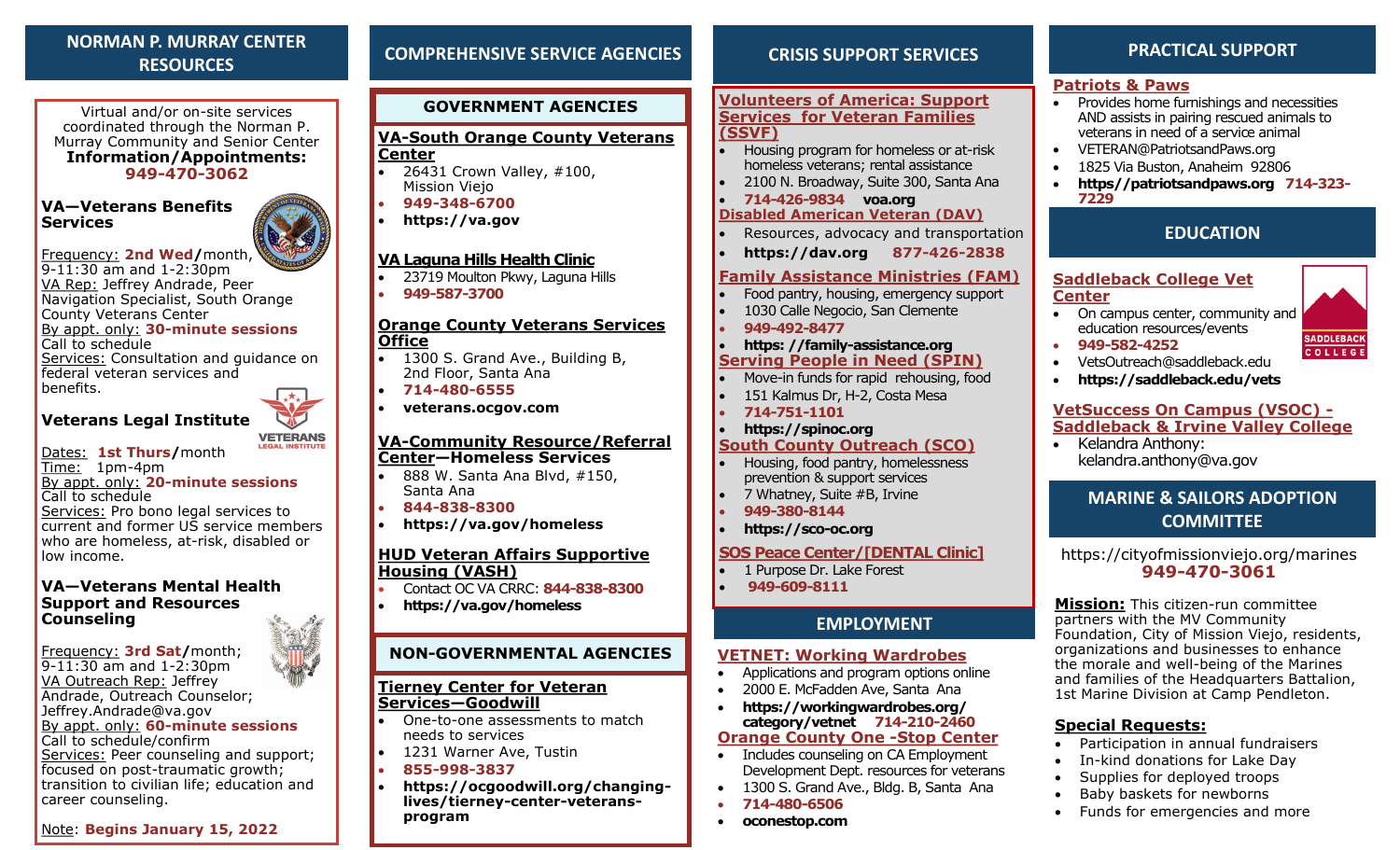## NORMAN P. MURRAY CENTER RESOURCES

Virtual and/or on-site services coordinated through the Norman P. Murray Community and Senior Center
**Information/Appointments:**
**949-470-3062**

### VA—Veterans Benefits Services

Frequency: **2nd Wed/**month, 9-11:30 am and 1-2:30pm
VA Rep: Jeffrey Andrade, Peer Navigation Specialist, South Orange County Veterans Center
By appt. only: **30-minute sessions**
Call to schedule
Services: Consultation and guidance on federal veteran services and benefits.

### Veterans Legal Institute

Dates: **1st Thurs/**month
Time: 1pm-4pm
By appt. only: **20-minute sessions**
Call to schedule
Services: Pro bono legal services to current and former US service members who are homeless, at-risk, disabled or low income.

### VA—Veterans Mental Health Support and Resources Counseling

Frequency: **3rd Sat/**month; 9-11:30 am and 1-2:30pm
VA Outreach Rep: Jeffrey Andrade, Outreach Counselor; Jeffrey.Andrade@va.gov
By appt. only: **60-minute sessions**
Call to schedule/confirm
Services: Peer counseling and support; focused on post-traumatic growth; transition to civilian life; education and career counseling.

Note: **Begins January 15, 2022**

## COMPREHENSIVE SERVICE AGENCIES

### GOVERNMENT AGENCIES

**VA-South Orange County Veterans Center**
- 26431 Crown Valley, #100, Mission Viejo
- **949-348-6700**
- **https://va.gov**

**VA Laguna Hills Health Clinic**
- 23719 Moulton Pkwy, Laguna Hills
- **949-587-3700**

**Orange County Veterans Services Office**
- 1300 S. Grand Ave., Building B, 2nd Floor, Santa Ana
- **714-480-6555**
- **veterans.ocgov.com**

**VA-Community Resource/Referral Center—Homeless Services**
- 888 W. Santa Ana Blvd, #150, Santa Ana
- **844-838-8300**
- **https://va.gov/homeless**

**HUD Veteran Affairs Supportive Housing (VASH)**
- Contact OC VA CRRC: **844-838-8300**
- **https://va.gov/homeless**

### NON-GOVERNMENTAL AGENCIES

**Tierney Center for Veteran Services—Goodwill**
- One-to-one assessments to match needs to services
- 1231 Warner Ave, Tustin
- **855-998-3837**
- **https://ocgoodwill.org/changing-lives/tierney-center-veterans-program**

## CRISIS SUPPORT SERVICES

**Volunteers of America: Support Services for Veteran Families (SSVF)**
- Housing program for homeless or at-risk homeless veterans; rental assistance
- 2100 N. Broadway, Suite 300, Santa Ana
- **714-426-9834** **voa.org**

**Disabled American Veteran (DAV)**
- Resources, advocacy and transportation
- **https://dav.org** **877-426-2838**

**Family Assistance Ministries (FAM)**
- Food pantry, housing, emergency support
- 1030 Calle Negocio, San Clemente
- **949-492-8477**
- **https: //family-assistance.org**

**Serving People in Need (SPIN)**
- Move-in funds for rapid rehousing, food
- 151 Kalmus Dr, H-2, Costa Mesa
- **714-751-1101**
- **https://spinoc.org**

**South County Outreach (SCO)**
- Housing, food pantry, homelessness prevention & support services
- 7 Whatney, Suite #B, Irvine
- **949-380-8144**
- **https://sco-oc.org**

**SOS Peace Center/[DENTAL Clinic]**
- 1 Purpose Dr. Lake Forest
- **949-609-8111**

## EMPLOYMENT

**VETNET: Working Wardrobes**
- Applications and program options online
- 2000 E. McFadden Ave, Santa Ana
- **https://workingwardrobes.org/category/vetnet** **714-210-2460**

**Orange County One -Stop Center**
- Includes counseling on CA Employment Development Dept. resources for veterans
- 1300 S. Grand Ave., Bldg. B, Santa Ana
- **714-480-6506**
- **oconestop.com**

## PRACTICAL SUPPORT

**Patriots & Paws**
- Provides home furnishings and necessities AND assists in pairing rescued animals to veterans in need of a service animal
- VETERAN@PatriotsandPaws.org
- 1825 Via Buston, Anaheim 92806
- **https//patriotsandpaws.org** **714-323-7229**

## EDUCATION

**Saddleback College Vet Center**
- On campus center, community and education resources/events
- **949-582-4252**
- VetsOutreach@saddleback.edu
- **https://saddleback.edu/vets**

**VetSuccess On Campus (VSOC) - Saddleback & Irvine Valley College**
- Kelandra Anthony: kelandra.anthony@va.gov

## MARINE & SAILORS ADOPTION COMMITTEE

https://cityofmissionviejo.org/marines
**949-470-3061**

**Mission:** This citizen-run committee partners with the MV Community Foundation, City of Mission Viejo, residents, organizations and businesses to enhance the morale and well-being of the Marines and families of the Headquarters Battalion, 1st Marine Division at Camp Pendleton.

**Special Requests:**
- Participation in annual fundraisers
- In-kind donations for Lake Day
- Supplies for deployed troops
- Baby baskets for newborns
- Funds for emergencies and more